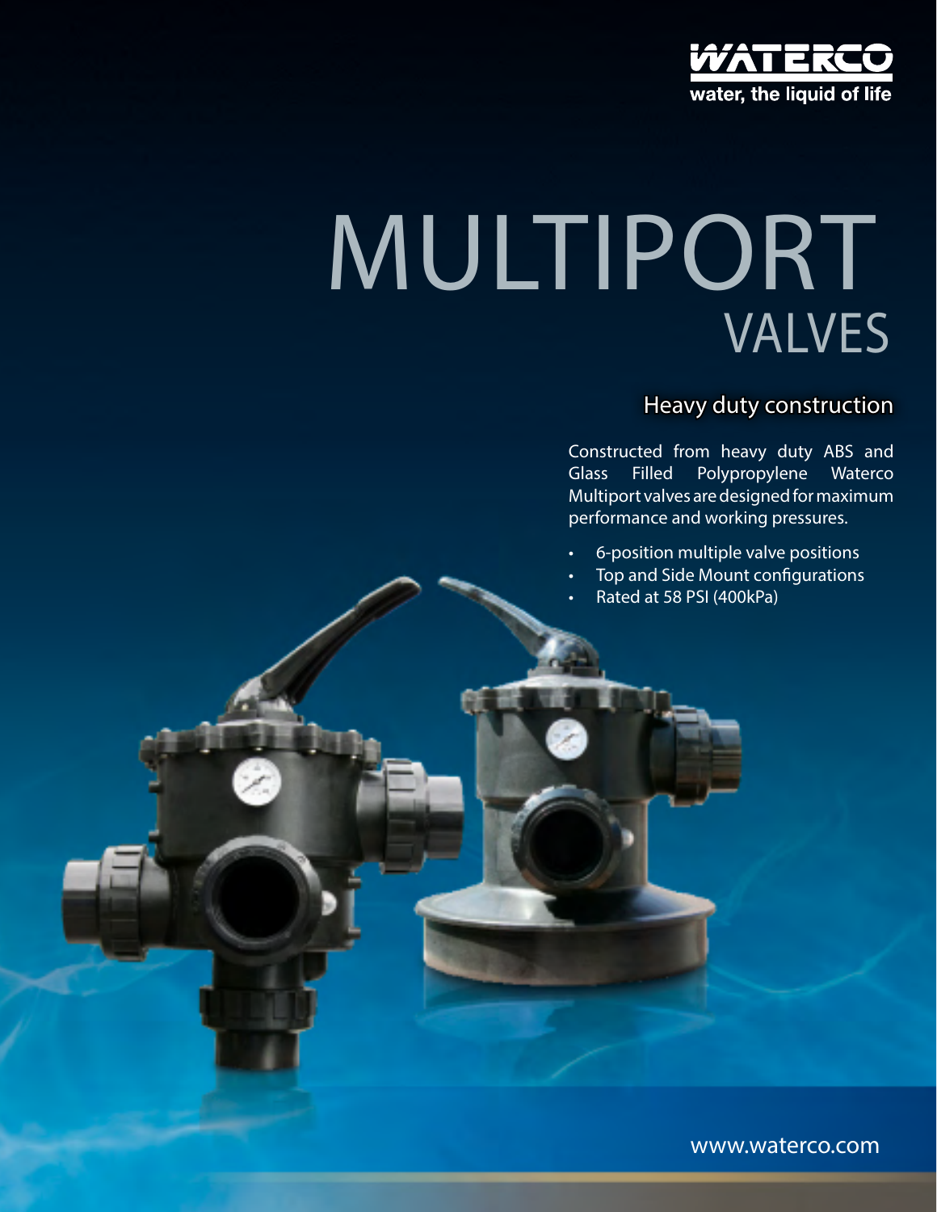WATERCO
water, the liquid of life

# MULTIPORT VALVES

## Heavy duty construction

Constructed from heavy duty ABS and Glass Filled Polypropylene Waterco Multiport valves are designed for maximum performance and working pressures.

- 6-position multiple valve positions
- Top and Side Mount configurations
- Rated at 58 PSI (400kPa)

www.waterco.com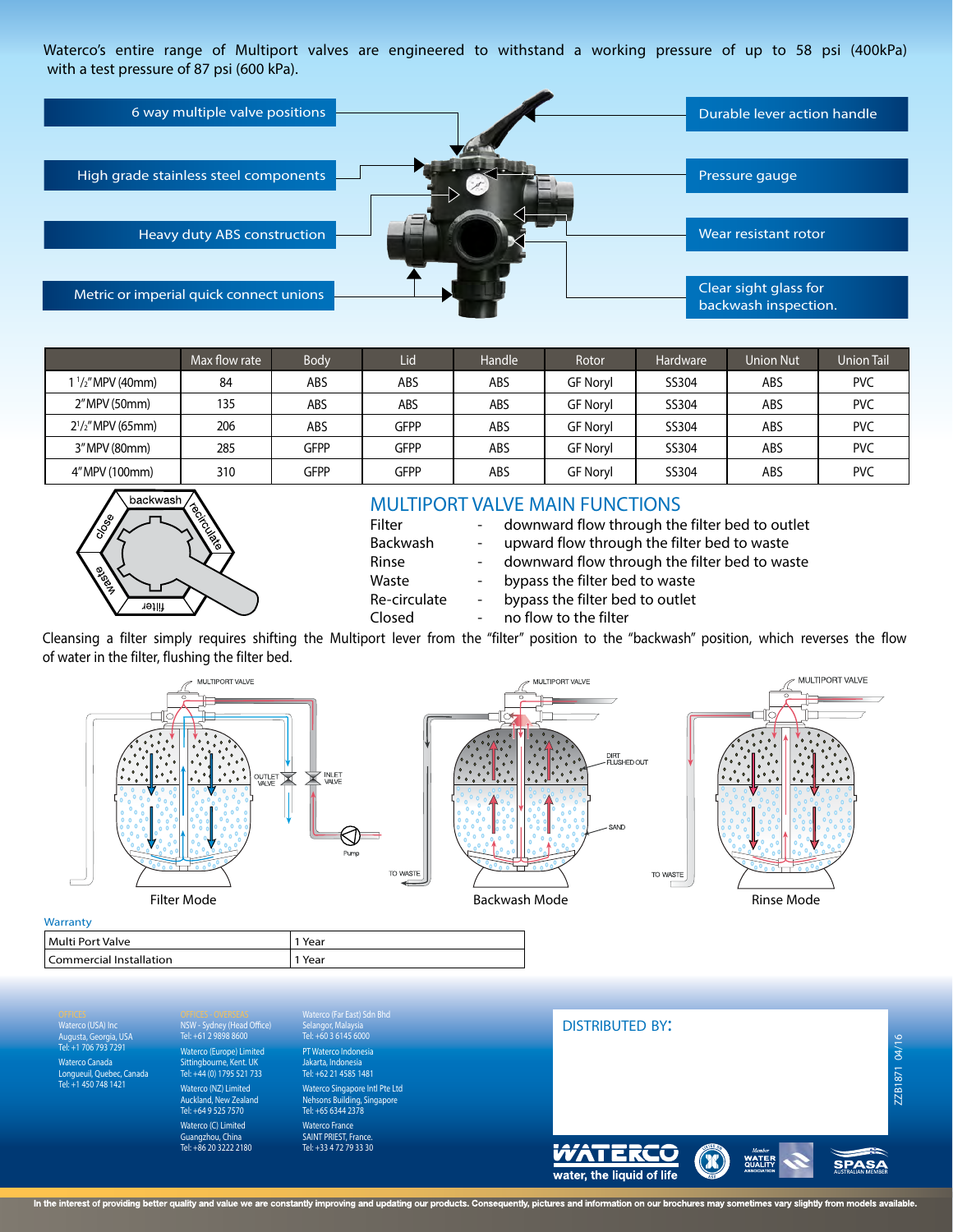Waterco's entire range of Multiport valves are engineered to withstand a working pressure of up to 58 psi (400kPa) with a test pressure of 87 psi (600 kPa).

6 way multiple valve positions

High grade stainless steel components

Heavy duty ABS construction

Metric or imperial quick connect unions

Durable lever action handle

Pressure gauge

Wear resistant rotor

Clear sight glass for backwash inspection.

| | Max flow rate | Body | Lid | Handle | Rotor | Hardware | Union Nut | Union Tail |
|---|---|---|---|---|---|---|---|---|
| 1 1/2" MPV (40mm) | 84 | ABS | ABS | ABS | GF Noryl | SS304 | ABS | PVC |
| 2" MPV (50mm) | 135 | ABS | ABS | ABS | GF Noryl | SS304 | ABS | PVC |
| 2 1/2" MPV (65mm) | 206 | ABS | GFPP | ABS | GF Noryl | SS304 | ABS | PVC |
| 3" MPV (80mm) | 285 | GFPP | GFPP | ABS | GF Noryl | SS304 | ABS | PVC |
| 4" MPV (100mm) | 310 | GFPP | GFPP | ABS | GF Noryl | SS304 | ABS | PVC |

backwash
recirculate
filter
waste
close

## MULTIPORT VALVE MAIN FUNCTIONS

| | | |
|---|---|---|
| Filter | - | downward flow through the filter bed to outlet |
| Backwash | - | upward flow through the filter bed to waste |
| Rinse | - | downward flow through the filter bed to waste |
| Waste | - | bypass the filter bed to waste |
| Re-circulate | - | bypass the filter bed to outlet |
| Closed | - | no flow to the filter |

Cleansing a filter simply requires shifting the Multiport lever from the "filter" position to the "backwash" position, which reverses the flow of water in the filter, flushing the filter bed.

MULTIPORT VALVE
OUTLET VALVE
INLET VALVE
Pump
Filter Mode

MULTIPORT VALVE
TO WASTE
DIRT FLUSHED OUT
SAND
Backwash Mode

MULTIPORT VALVE
TO WASTE
Rinse Mode

Warranty

| | |
|---|---|
| Multi Port Valve | 1 Year |
| Commercial Installation | 1 Year |

OFFICES
Waterco (USA) Inc
Augusta, Georgia, USA
Tel: +1 706 793 7291

Waterco Canada
Longueuil, Quebec, Canada
Tel: +1 450 748 1421

OFFICES - OVERSEAS
NSW - Sydney (Head Office)
Tel: +61 2 9898 8600

Waterco (Europe) Limited
Sittingbourne, Kent. UK
Tel: +44 (0) 1795 521 733

Waterco (NZ) Limited
Auckland, New Zealand
Tel: +64 9 525 7570

Waterco (C) Limited
Guangzhou, China
Tel: +86 20 3222 2180

Waterco (Far East) Sdn Bhd
Selangor, Malaysia
Tel: +60 3 6145 6000

PT Waterco Indonesia
Jakarta, Indonesia
Tel: +62 21 4585 1481

Waterco Singapore Intl Pte Ltd
Nehsons Building, Singapore
Tel: +65 6344 2378

Waterco France
SAINT PRIEST, France.
Tel: +33 4 72 79 33 30

DISTRIBUTED BY:

ZZB1871 04/16

WATERCO water, the liquid of life

In the interest of providing better quality and value we are constantly improving and updating our products. Consequently, pictures and information on our brochures may sometimes vary slightly from models available.